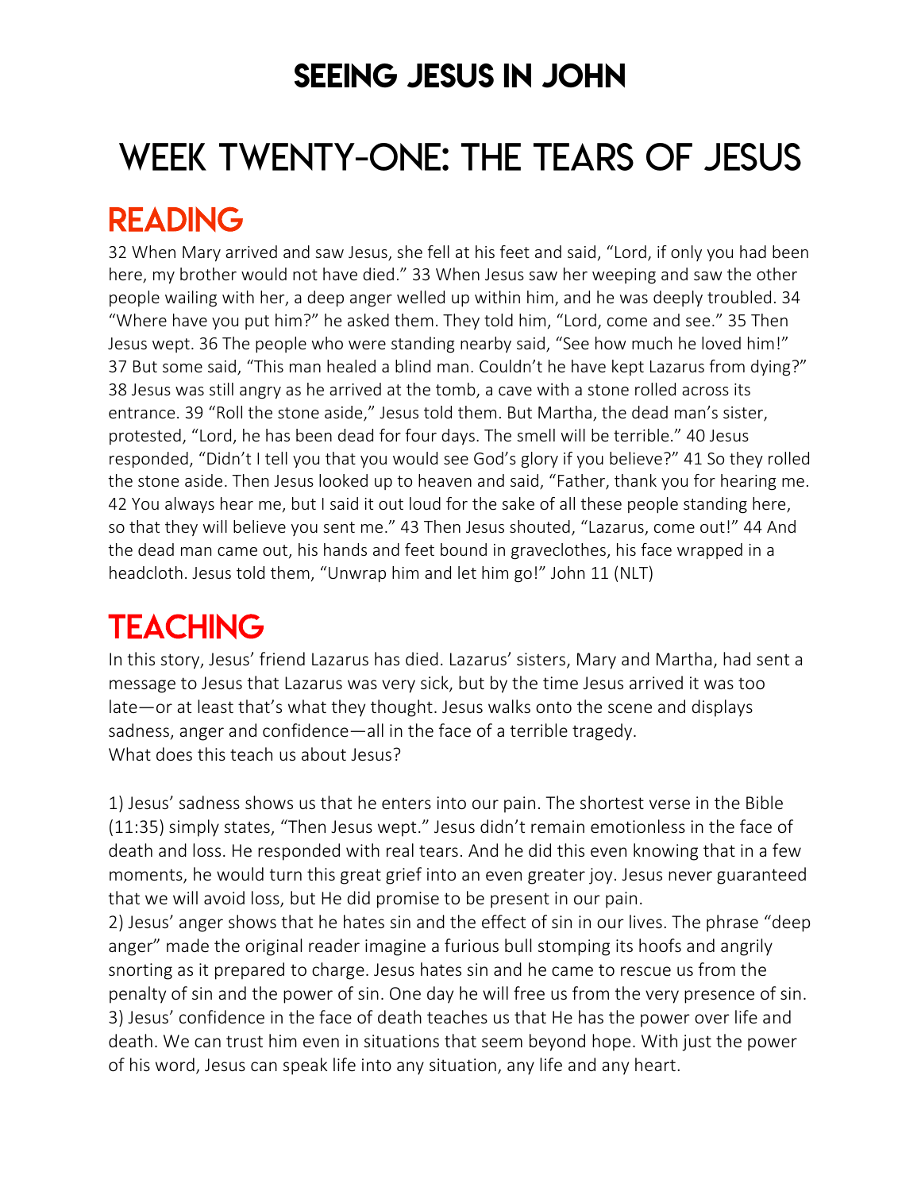# SEEING JESUS IN JOHN

# WEEK TWENTY-ONE: THE TEARS OF JESUS

## READING

32 When Mary arrived and saw Jesus, she fell at his feet and said, "Lord, if only you had been here, my brother would not have died." 33 When Jesus saw her weeping and saw the other people wailing with her, a deep anger welled up within him, and he was deeply troubled. 34 "Where have you put him?" he asked them. They told him, "Lord, come and see." 35 Then Jesus wept. 36 The people who were standing nearby said, "See how much he loved him!" 37 But some said, "This man healed a blind man. Couldn't he have kept Lazarus from dying?" 38 Jesus was still angry as he arrived at the tomb, a cave with a stone rolled across its entrance. 39 "Roll the stone aside," Jesus told them. But Martha, the dead man's sister, protested, "Lord, he has been dead for four days. The smell will be terrible." 40 Jesus responded, "Didn't I tell you that you would see God's glory if you believe?" 41 So they rolled the stone aside. Then Jesus looked up to heaven and said, "Father, thank you for hearing me. 42 You always hear me, but I said it out loud for the sake of all these people standing here, so that they will believe you sent me." 43 Then Jesus shouted, "Lazarus, come out!" 44 And the dead man came out, his hands and feet bound in graveclothes, his face wrapped in a headcloth. Jesus told them, "Unwrap him and let him go!" John 11 (NLT)

## TEACHING

In this story, Jesus' friend Lazarus has died. Lazarus' sisters, Mary and Martha, had sent a message to Jesus that Lazarus was very sick, but by the time Jesus arrived it was too late—or at least that's what they thought. Jesus walks onto the scene and displays sadness, anger and confidence—all in the face of a terrible tragedy.
What does this teach us about Jesus?

1) Jesus' sadness shows us that he enters into our pain. The shortest verse in the Bible (11:35) simply states, "Then Jesus wept." Jesus didn't remain emotionless in the face of death and loss. He responded with real tears. And he did this even knowing that in a few moments, he would turn this great grief into an even greater joy. Jesus never guaranteed that we will avoid loss, but He did promise to be present in our pain.
2) Jesus' anger shows that he hates sin and the effect of sin in our lives. The phrase "deep anger" made the original reader imagine a furious bull stomping its hoofs and angrily snorting as it prepared to charge. Jesus hates sin and he came to rescue us from the penalty of sin and the power of sin. One day he will free us from the very presence of sin.
3) Jesus' confidence in the face of death teaches us that He has the power over life and death. We can trust him even in situations that seem beyond hope. With just the power of his word, Jesus can speak life into any situation, any life and any heart.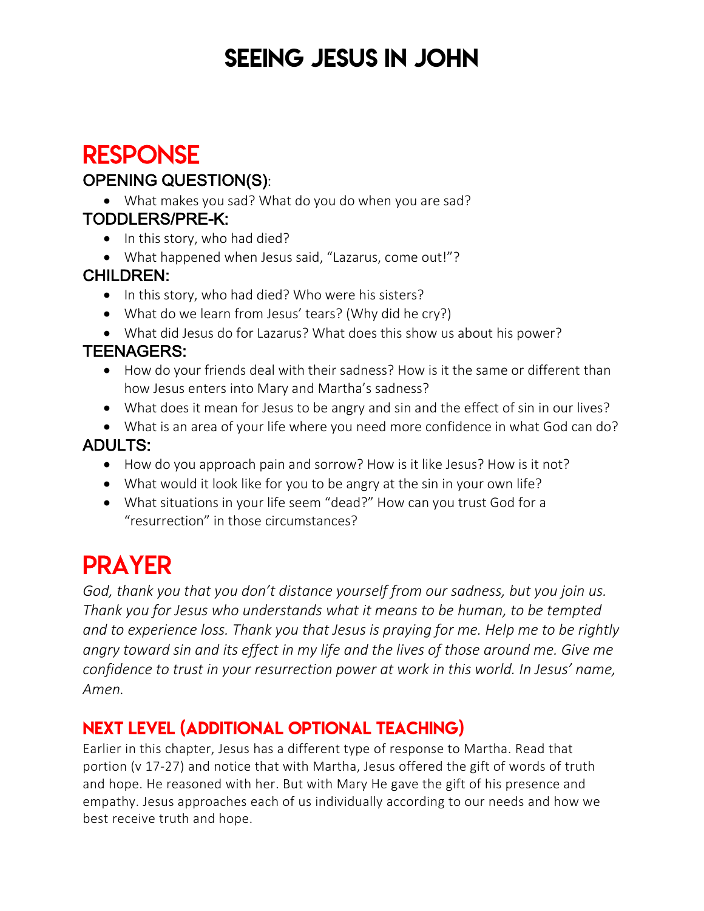# SEEING JESUS IN JOHN

## RESPONSE

### OPENING QUESTION(S):

- What makes you sad? What do you do when you are sad?

### TODDLERS/PRE-K:

- In this story, who had died?
- What happened when Jesus said, "Lazarus, come out!"?

### CHILDREN:

- In this story, who had died? Who were his sisters?
- What do we learn from Jesus' tears? (Why did he cry?)
- What did Jesus do for Lazarus? What does this show us about his power?

### TEENAGERS:

- How do your friends deal with their sadness? How is it the same or different than how Jesus enters into Mary and Martha's sadness?
- What does it mean for Jesus to be angry and sin and the effect of sin in our lives?
- What is an area of your life where you need more confidence in what God can do?

### ADULTS:

- How do you approach pain and sorrow? How is it like Jesus? How is it not?
- What would it look like for you to be angry at the sin in your own life?
- What situations in your life seem "dead?" How can you trust God for a "resurrection" in those circumstances?

## PRAYER

*God, thank you that you don't distance yourself from our sadness, but you join us. Thank you for Jesus who understands what it means to be human, to be tempted and to experience loss. Thank you that Jesus is praying for me. Help me to be rightly angry toward sin and its effect in my life and the lives of those around me. Give me confidence to trust in your resurrection power at work in this world. In Jesus' name, Amen.*

### NEXT LEVEL (ADDITIONAL OPTIONAL TEACHING)

Earlier in this chapter, Jesus has a different type of response to Martha. Read that portion (v 17-27) and notice that with Martha, Jesus offered the gift of words of truth and hope. He reasoned with her. But with Mary He gave the gift of his presence and empathy. Jesus approaches each of us individually according to our needs and how we best receive truth and hope.